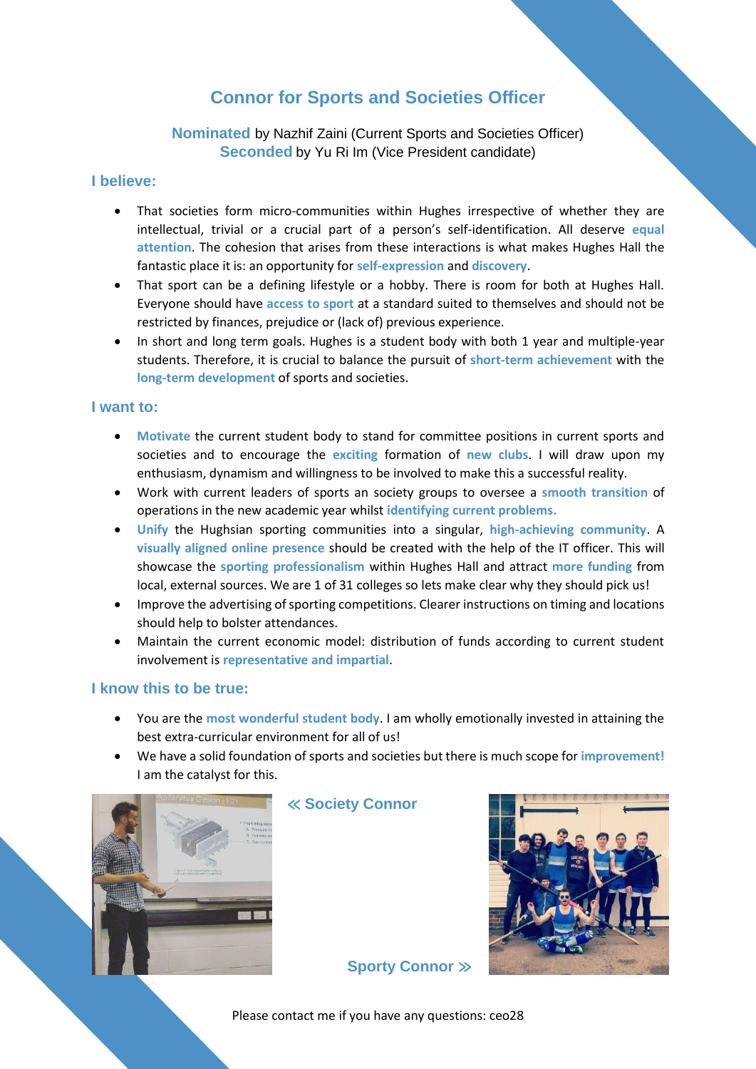# Connor for Sports and Societies Officer

**Nominated** by Nazhif Zaini (Current Sports and Societies Officer)
**Seconded** by Yu Ri Im (Vice President candidate)

## I believe:

- That societies form micro-communities within Hughes irrespective of whether they are intellectual, trivial or a crucial part of a person's self-identification. All deserve **equal attention**. The cohesion that arises from these interactions is what makes Hughes Hall the fantastic place it is: an opportunity for **self-expression** and **discovery**.
- That sport can be a defining lifestyle or a hobby. There is room for both at Hughes Hall. Everyone should have **access to sport** at a standard suited to themselves and should not be restricted by finances, prejudice or (lack of) previous experience.
- In short and long term goals. Hughes is a student body with both 1 year and multiple-year students. Therefore, it is crucial to balance the pursuit of **short-term achievement** with the **long-term development** of sports and societies.

## I want to:

- **Motivate** the current student body to stand for committee positions in current sports and societies and to encourage the **exciting** formation of **new clubs**. I will draw upon my enthusiasm, dynamism and willingness to be involved to make this a successful reality.
- Work with current leaders of sports an society groups to oversee a **smooth transition** of operations in the new academic year whilst **identifying current problems.**
- **Unify** the Hughsian sporting communities into a singular, **high-achieving community**. A **visually aligned online presence** should be created with the help of the IT officer. This will showcase the **sporting professionalism** within Hughes Hall and attract **more funding** from local, external sources. We are 1 of 31 colleges so lets make clear why they should pick us!
- Improve the advertising of sporting competitions. Clearer instructions on timing and locations should help to bolster attendances.
- Maintain the current economic model: distribution of funds according to current student involvement is **representative and impartial**.

## I know this to be true:

- You are the **most wonderful student body**. I am wholly emotionally invested in attaining the best extra-curricular environment for all of us!
- We have a solid foundation of sports and societies but there is much scope for **improvement!** I am the catalyst for this.

« Society Connor

Sporty Connor »

Please contact me if you have any questions: ceo28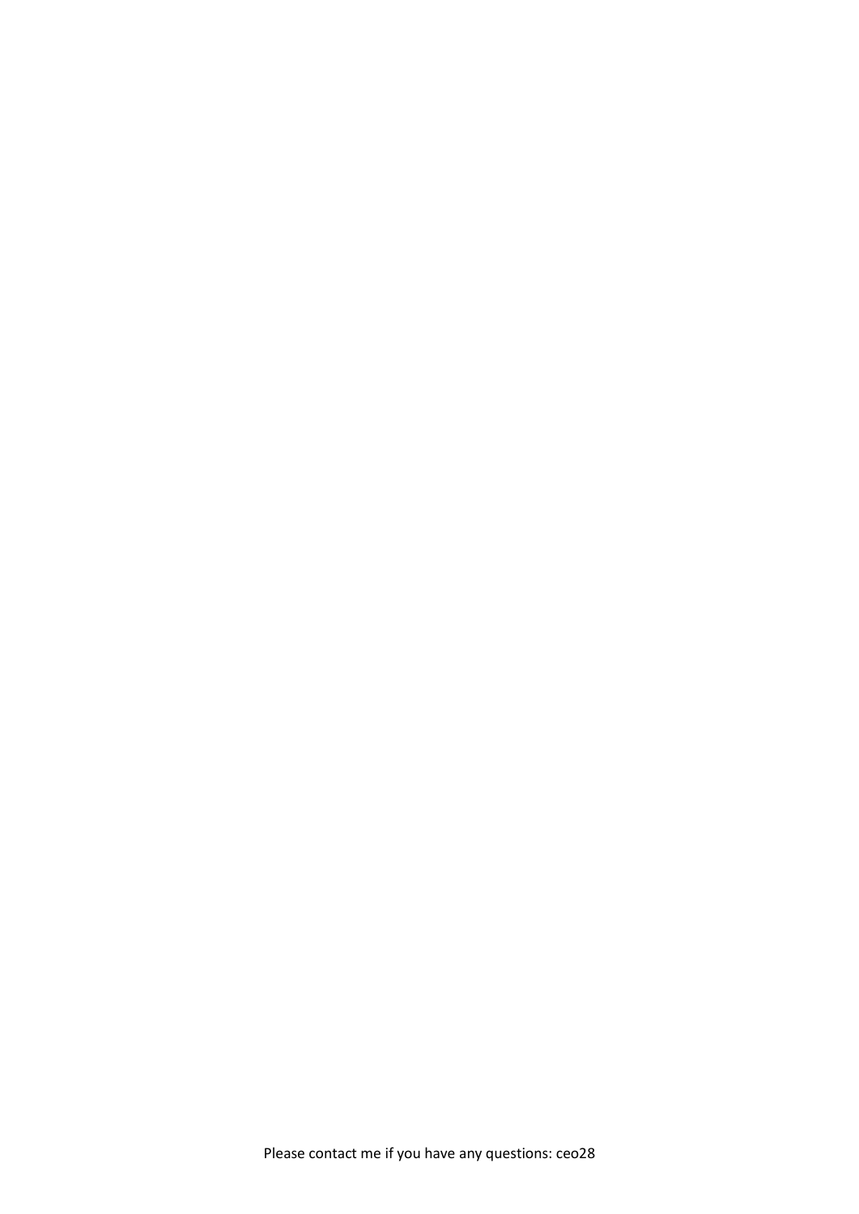Please contact me if you have any questions: ceo28